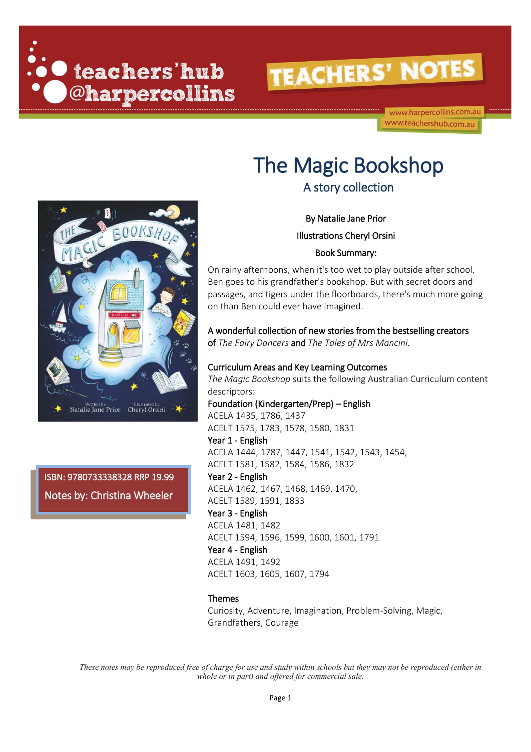teachers'hub @harpercollins

TEACHERS' NOTES

www.harpercollins.com.au
www.teachershub.com.au

# The Magic Bookshop

## A story collection

By Natalie Jane Prior

Illustrations Cheryl Orsini

Book Summary:

On rainy afternoons, when it's too wet to play outside after school, Ben goes to his grandfather's bookshop. But with secret doors and passages, and tigers under the floorboards, there's much more going on than Ben could ever have imagined.

A wonderful collection of new stories from the bestselling creators of *The Fairy Dancers* and *The Tales of Mrs Mancini*.

ISBN: 9780733338328 RRP 19.99

Notes by: Christina Wheeler

### Curriculum Areas and Key Learning Outcomes

*The Magic Bookshop* suits the following Australian Curriculum content descriptors:

**Foundation (Kindergarten/Prep) – English**
ACELA 1435, 1786, 1437
ACELT 1575, 1783, 1578, 1580, 1831

**Year 1 - English**
ACELA 1444, 1787, 1447, 1541, 1542, 1543, 1454,
ACELT 1581, 1582, 1584, 1586, 1832

**Year 2 - English**
ACELA 1462, 1467, 1468, 1469, 1470,
ACELT 1589, 1591, 1833

**Year 3 - English**
ACELA 1481, 1482
ACELT 1594, 1596, 1599, 1600, 1601, 1791

**Year 4 - English**
ACELA 1491, 1492
ACELT 1603, 1605, 1607, 1794

### Themes

Curiosity, Adventure, Imagination, Problem-Solving, Magic, Grandfathers, Courage

*These notes may be reproduced free of charge for use and study within schools but they may not be reproduced (either in whole or in part) and offered for commercial sale.*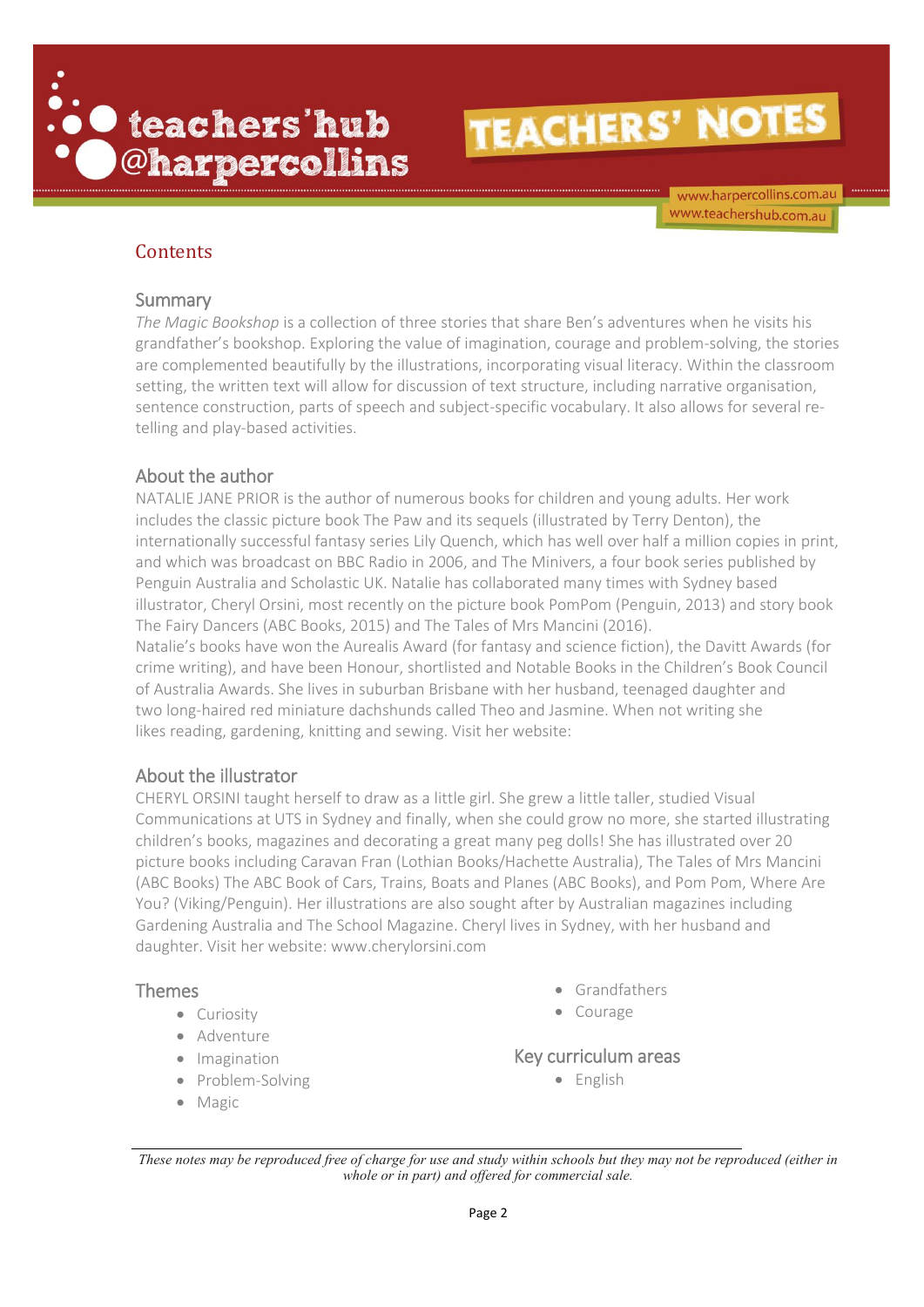## Contents

### Summary

*The Magic Bookshop* is a collection of three stories that share Ben's adventures when he visits his grandfather's bookshop. Exploring the value of imagination, courage and problem-solving, the stories are complemented beautifully by the illustrations, incorporating visual literacy. Within the classroom setting, the written text will allow for discussion of text structure, including narrative organisation, sentence construction, parts of speech and subject-specific vocabulary. It also allows for several re-telling and play-based activities.

### About the author

NATALIE JANE PRIOR is the author of numerous books for children and young adults. Her work includes the classic picture book The Paw and its sequels (illustrated by Terry Denton), the internationally successful fantasy series Lily Quench, which has well over half a million copies in print, and which was broadcast on BBC Radio in 2006, and The Minivers, a four book series published by Penguin Australia and Scholastic UK. Natalie has collaborated many times with Sydney based illustrator, Cheryl Orsini, most recently on the picture book PomPom (Penguin, 2013) and story book The Fairy Dancers (ABC Books, 2015) and The Tales of Mrs Mancini (2016).
Natalie's books have won the Aurealis Award (for fantasy and science fiction), the Davitt Awards (for crime writing), and have been Honour, shortlisted and Notable Books in the Children's Book Council of Australia Awards. She lives in suburban Brisbane with her husband, teenaged daughter and two long-haired red miniature dachshunds called Theo and Jasmine. When not writing she likes reading, gardening, knitting and sewing. Visit her website:

### About the illustrator

CHERYL ORSINI taught herself to draw as a little girl. She grew a little taller, studied Visual Communications at UTS in Sydney and finally, when she could grow no more, she started illustrating children's books, magazines and decorating a great many peg dolls! She has illustrated over 20 picture books including Caravan Fran (Lothian Books/Hachette Australia), The Tales of Mrs Mancini (ABC Books) The ABC Book of Cars, Trains, Boats and Planes (ABC Books), and Pom Pom, Where Are You? (Viking/Penguin). Her illustrations are also sought after by Australian magazines including Gardening Australia and The School Magazine. Cheryl lives in Sydney, with her husband and daughter. Visit her website: www.cherylorsini.com

### Themes

- Curiosity
- Adventure
- Imagination
- Problem-Solving
- Magic
- Grandfathers
- Courage

### Key curriculum areas

- English

*These notes may be reproduced free of charge for use and study within schools but they may not be reproduced (either in whole or in part) and offered for commercial sale.*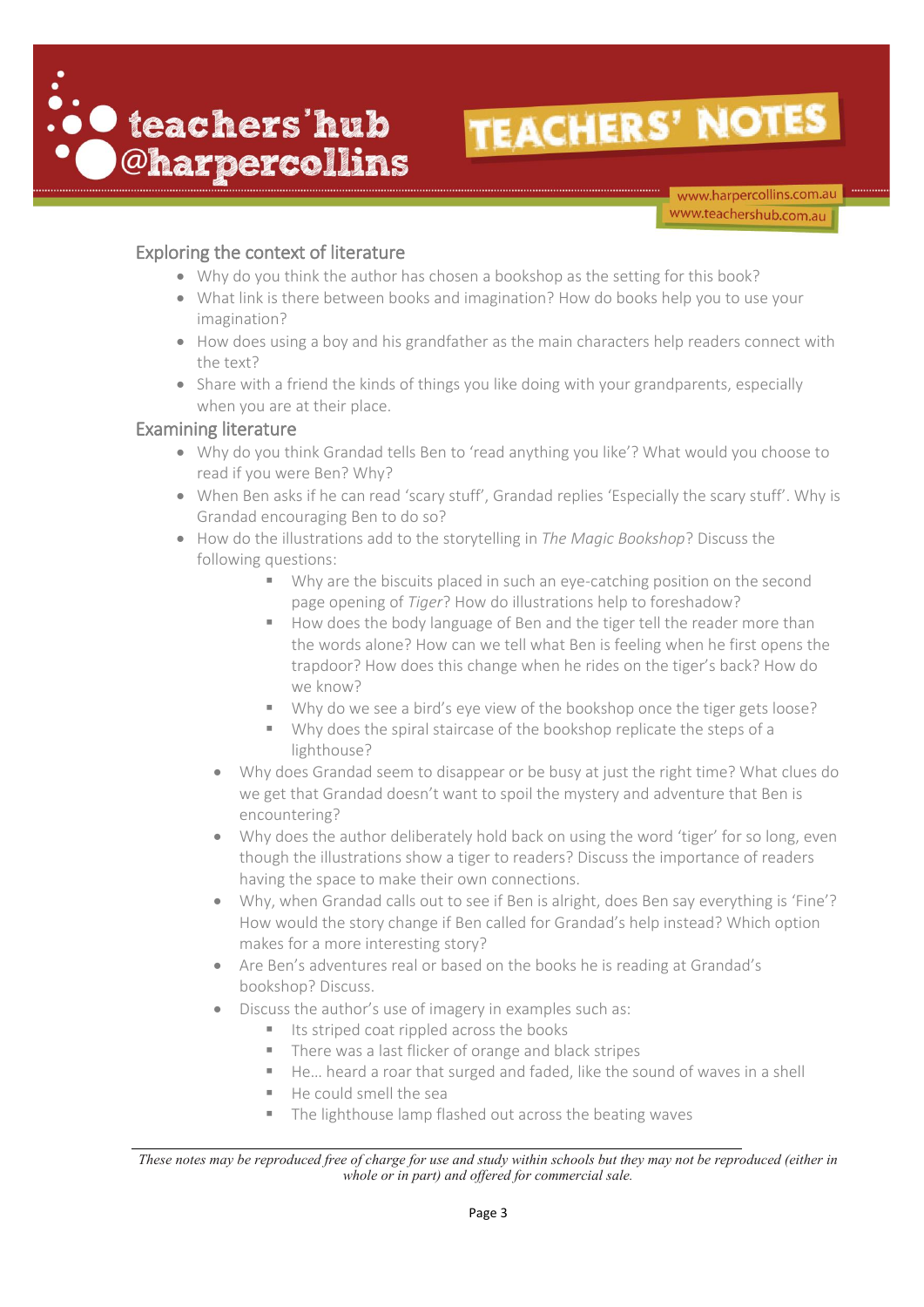## Exploring the context of literature

- Why do you think the author has chosen a bookshop as the setting for this book?
- What link is there between books and imagination? How do books help you to use your imagination?
- How does using a boy and his grandfather as the main characters help readers connect with the text?
- Share with a friend the kinds of things you like doing with your grandparents, especially when you are at their place.

## Examining literature

- Why do you think Grandad tells Ben to 'read anything you like'? What would you choose to read if you were Ben? Why?
- When Ben asks if he can read 'scary stuff', Grandad replies 'Especially the scary stuff'. Why is Grandad encouraging Ben to do so?
- How do the illustrations add to the storytelling in *The Magic Bookshop*? Discuss the following questions:
    - Why are the biscuits placed in such an eye-catching position on the second page opening of *Tiger*? How do illustrations help to foreshadow?
    - How does the body language of Ben and the tiger tell the reader more than the words alone? How can we tell what Ben is feeling when he first opens the trapdoor? How does this change when he rides on the tiger's back? How do we know?
    - Why do we see a bird's eye view of the bookshop once the tiger gets loose?
    - Why does the spiral staircase of the bookshop replicate the steps of a lighthouse?
- Why does Grandad seem to disappear or be busy at just the right time? What clues do we get that Grandad doesn't want to spoil the mystery and adventure that Ben is encountering?
- Why does the author deliberately hold back on using the word 'tiger' for so long, even though the illustrations show a tiger to readers? Discuss the importance of readers having the space to make their own connections.
- Why, when Grandad calls out to see if Ben is alright, does Ben say everything is 'Fine'? How would the story change if Ben called for Grandad's help instead? Which option makes for a more interesting story?
- Are Ben's adventures real or based on the books he is reading at Grandad's bookshop? Discuss.
- Discuss the author's use of imagery in examples such as:
    - Its striped coat rippled across the books
    - There was a last flicker of orange and black stripes
    - He… heard a roar that surged and faded, like the sound of waves in a shell
    - He could smell the sea
    - The lighthouse lamp flashed out across the beating waves

*These notes may be reproduced free of charge for use and study within schools but they may not be reproduced (either in whole or in part) and offered for commercial sale.*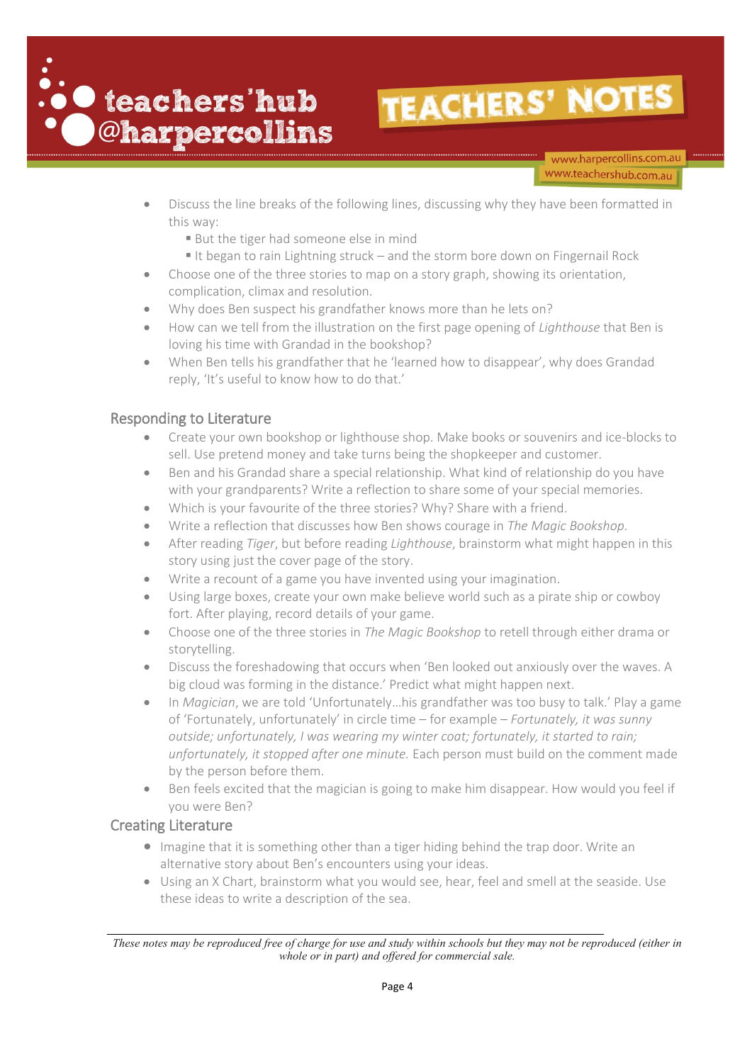- Discuss the line breaks of the following lines, discussing why they have been formatted in this way:
  - But the tiger had someone else in mind
  - It began to rain Lightning struck – and the storm bore down on Fingernail Rock
- Choose one of the three stories to map on a story graph, showing its orientation, complication, climax and resolution.
- Why does Ben suspect his grandfather knows more than he lets on?
- How can we tell from the illustration on the first page opening of *Lighthouse* that Ben is loving his time with Grandad in the bookshop?
- When Ben tells his grandfather that he 'learned how to disappear', why does Grandad reply, 'It's useful to know how to do that.'

## Responding to Literature

- Create your own bookshop or lighthouse shop. Make books or souvenirs and ice-blocks to sell. Use pretend money and take turns being the shopkeeper and customer.
- Ben and his Grandad share a special relationship. What kind of relationship do you have with your grandparents? Write a reflection to share some of your special memories.
- Which is your favourite of the three stories? Why? Share with a friend.
- Write a reflection that discusses how Ben shows courage in *The Magic Bookshop*.
- After reading *Tiger*, but before reading *Lighthouse*, brainstorm what might happen in this story using just the cover page of the story.
- Write a recount of a game you have invented using your imagination.
- Using large boxes, create your own make believe world such as a pirate ship or cowboy fort. After playing, record details of your game.
- Choose one of the three stories in *The Magic Bookshop* to retell through either drama or storytelling.
- Discuss the foreshadowing that occurs when 'Ben looked out anxiously over the waves. A big cloud was forming in the distance.' Predict what might happen next.
- In *Magician*, we are told 'Unfortunately…his grandfather was too busy to talk.' Play a game of 'Fortunately, unfortunately' in circle time – for example – *Fortunately, it was sunny outside; unfortunately, I was wearing my winter coat; fortunately, it started to rain; unfortunately, it stopped after one minute.* Each person must build on the comment made by the person before them.
- Ben feels excited that the magician is going to make him disappear. How would you feel if you were Ben?

## Creating Literature

- Imagine that it is something other than a tiger hiding behind the trap door. Write an alternative story about Ben's encounters using your ideas.
- Using an X Chart, brainstorm what you would see, hear, feel and smell at the seaside. Use these ideas to write a description of the sea.

*These notes may be reproduced free of charge for use and study within schools but they may not be reproduced (either in whole or in part) and offered for commercial sale.*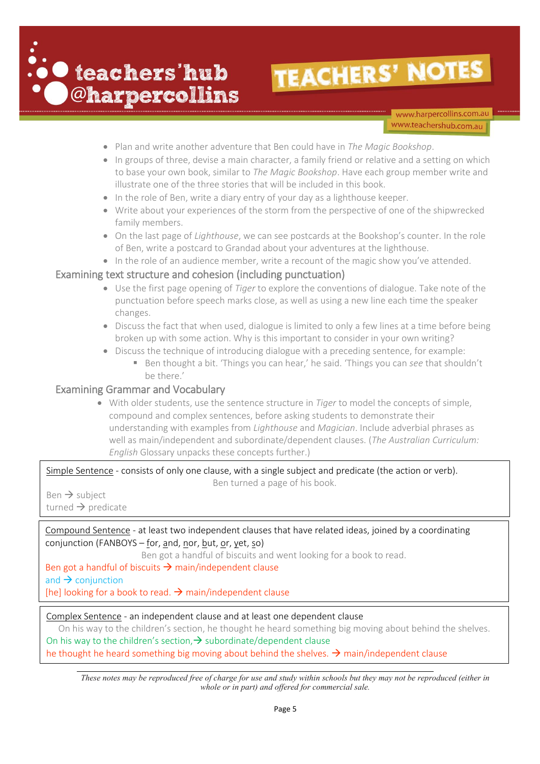- Plan and write another adventure that Ben could have in *The Magic Bookshop*.
- In groups of three, devise a main character, a family friend or relative and a setting on which to base your own book, similar to *The Magic Bookshop*. Have each group member write and illustrate one of the three stories that will be included in this book.
- In the role of Ben, write a diary entry of your day as a lighthouse keeper.
- Write about your experiences of the storm from the perspective of one of the shipwrecked family members.
- On the last page of *Lighthouse*, we can see postcards at the Bookshop's counter. In the role of Ben, write a postcard to Grandad about your adventures at the lighthouse.
- In the role of an audience member, write a recount of the magic show you've attended.

## Examining text structure and cohesion (including punctuation)

- Use the first page opening of *Tiger* to explore the conventions of dialogue. Take note of the punctuation before speech marks close, as well as using a new line each time the speaker changes.
- Discuss the fact that when used, dialogue is limited to only a few lines at a time before being broken up with some action. Why is this important to consider in your own writing?
- Discuss the technique of introducing dialogue with a preceding sentence, for example:
  - Ben thought a bit. 'Things you can hear,' he said. 'Things you can *see* that shouldn't be there.'

## Examining Grammar and Vocabulary

- With older students, use the sentence structure in *Tiger* to model the concepts of simple, compound and complex sentences, before asking students to demonstrate their understanding with examples from *Lighthouse* and *Magician*. Include adverbial phrases as well as main/independent and subordinate/dependent clauses. (*The Australian Curriculum: English* Glossary unpacks these concepts further.)

<u>Simple Sentence</u> - consists of only one clause, with a single subject and predicate (the action or verb).

Ben turned a page of his book.

Ben → subject
turned → predicate

<u>Compound Sentence</u> - at least two independent clauses that have related ideas, joined by a coordinating conjunction (FANBOYS – <u>f</u>or, <u>a</u>nd, <u>n</u>or, <u>b</u>ut, <u>o</u>r, <u>y</u>et, <u>s</u>o)

Ben got a handful of biscuits and went looking for a book to read.

Ben got a handful of biscuits → main/independent clause
and → conjunction
[he] looking for a book to read. → main/independent clause

<u>Complex Sentence</u> - an independent clause and at least one dependent clause

On his way to the children's section, he thought he heard something big moving about behind the shelves.

On his way to the children's section,→ subordinate/dependent clause
he thought he heard something big moving about behind the shelves. → main/independent clause

*These notes may be reproduced free of charge for use and study within schools but they may not be reproduced (either in whole or in part) and offered for commercial sale.*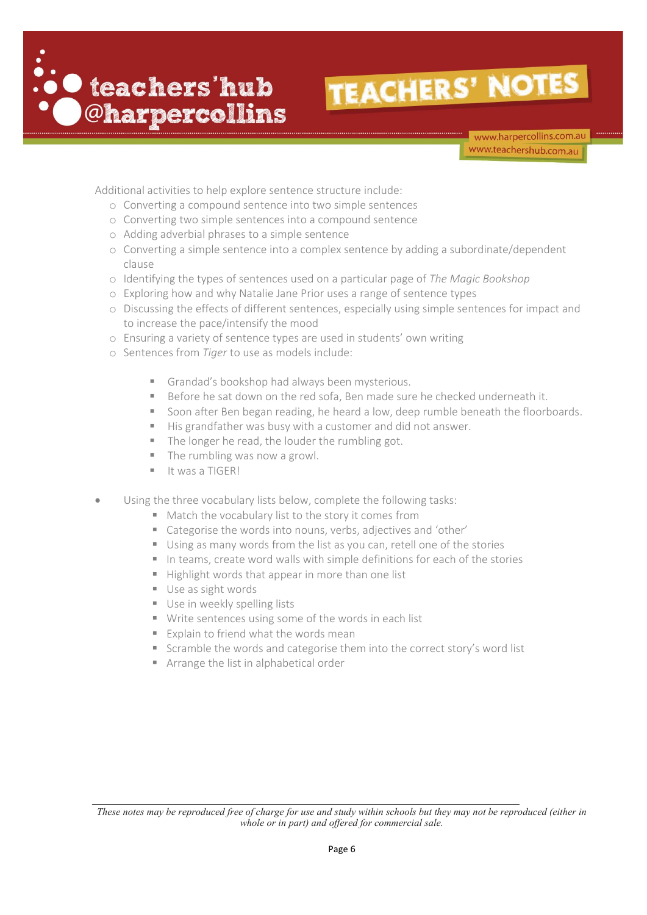Additional activities to help explore sentence structure include:

- Converting a compound sentence into two simple sentences
- Converting two simple sentences into a compound sentence
- Adding adverbial phrases to a simple sentence
- Converting a simple sentence into a complex sentence by adding a subordinate/dependent clause
- Identifying the types of sentences used on a particular page of *The Magic Bookshop*
- Exploring how and why Natalie Jane Prior uses a range of sentence types
- Discussing the effects of different sentences, especially using simple sentences for impact and to increase the pace/intensify the mood
- Ensuring a variety of sentence types are used in students' own writing
- Sentences from *Tiger* to use as models include:
    - Grandad's bookshop had always been mysterious.
    - Before he sat down on the red sofa, Ben made sure he checked underneath it.
    - Soon after Ben began reading, he heard a low, deep rumble beneath the floorboards.
    - His grandfather was busy with a customer and did not answer.
    - The longer he read, the louder the rumbling got.
    - The rumbling was now a growl.
    - It was a TIGER!

- Using the three vocabulary lists below, complete the following tasks:
    - Match the vocabulary list to the story it comes from
    - Categorise the words into nouns, verbs, adjectives and 'other'
    - Using as many words from the list as you can, retell one of the stories
    - In teams, create word walls with simple definitions for each of the stories
    - Highlight words that appear in more than one list
    - Use as sight words
    - Use in weekly spelling lists
    - Write sentences using some of the words in each list
    - Explain to friend what the words mean
    - Scramble the words and categorise them into the correct story's word list
    - Arrange the list in alphabetical order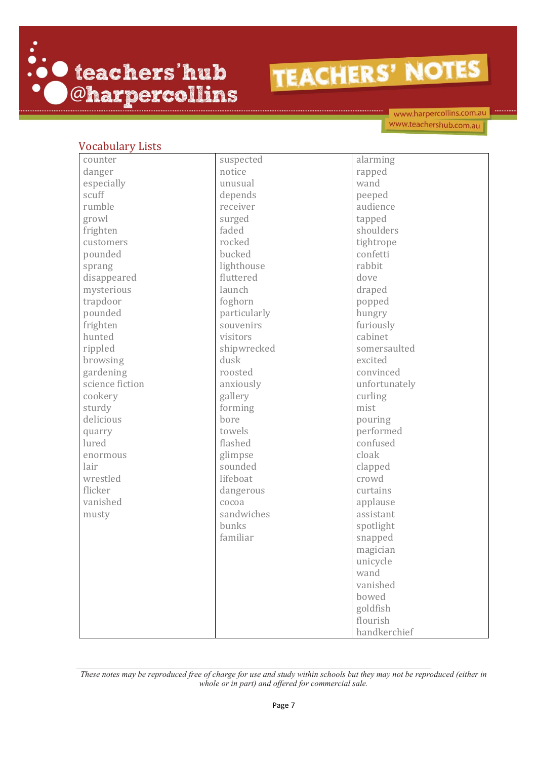## Vocabulary Lists

| | | |
|---|---|---|
| counter | suspected | alarming |
| danger | notice | rapped |
| especially | unusual | wand |
| scuff | depends | peeped |
| rumble | receiver | audience |
| growl | surged | tapped |
| frighten | faded | shoulders |
| customers | rocked | tightrope |
| pounded | bucked | confetti |
| sprang | lighthouse | rabbit |
| disappeared | fluttered | dove |
| mysterious | launch | draped |
| trapdoor | foghorn | popped |
| pounded | particularly | hungry |
| frighten | souvenirs | furiously |
| hunted | visitors | cabinet |
| rippled | shipwrecked | somersaulted |
| browsing | dusk | excited |
| gardening | roosted | convinced |
| science fiction | anxiously | unfortunately |
| cookery | gallery | curling |
| sturdy | forming | mist |
| delicious | bore | pouring |
| quarry | towels | performed |
| lured | flashed | confused |
| enormous | glimpse | cloak |
| lair | sounded | clapped |
| wrestled | lifeboat | crowd |
| flicker | dangerous | curtains |
| vanished | cocoa | applause |
| musty | sandwiches | assistant |
| | bunks | spotlight |
| | familiar | snapped |
| | | magician |
| | | unicycle |
| | | wand |
| | | vanished |
| | | bowed |
| | | goldfish |
| | | flourish |
| | | handkerchief |

*These notes may be reproduced free of charge for use and study within schools but they may not be reproduced (either in whole or in part) and offered for commercial sale.*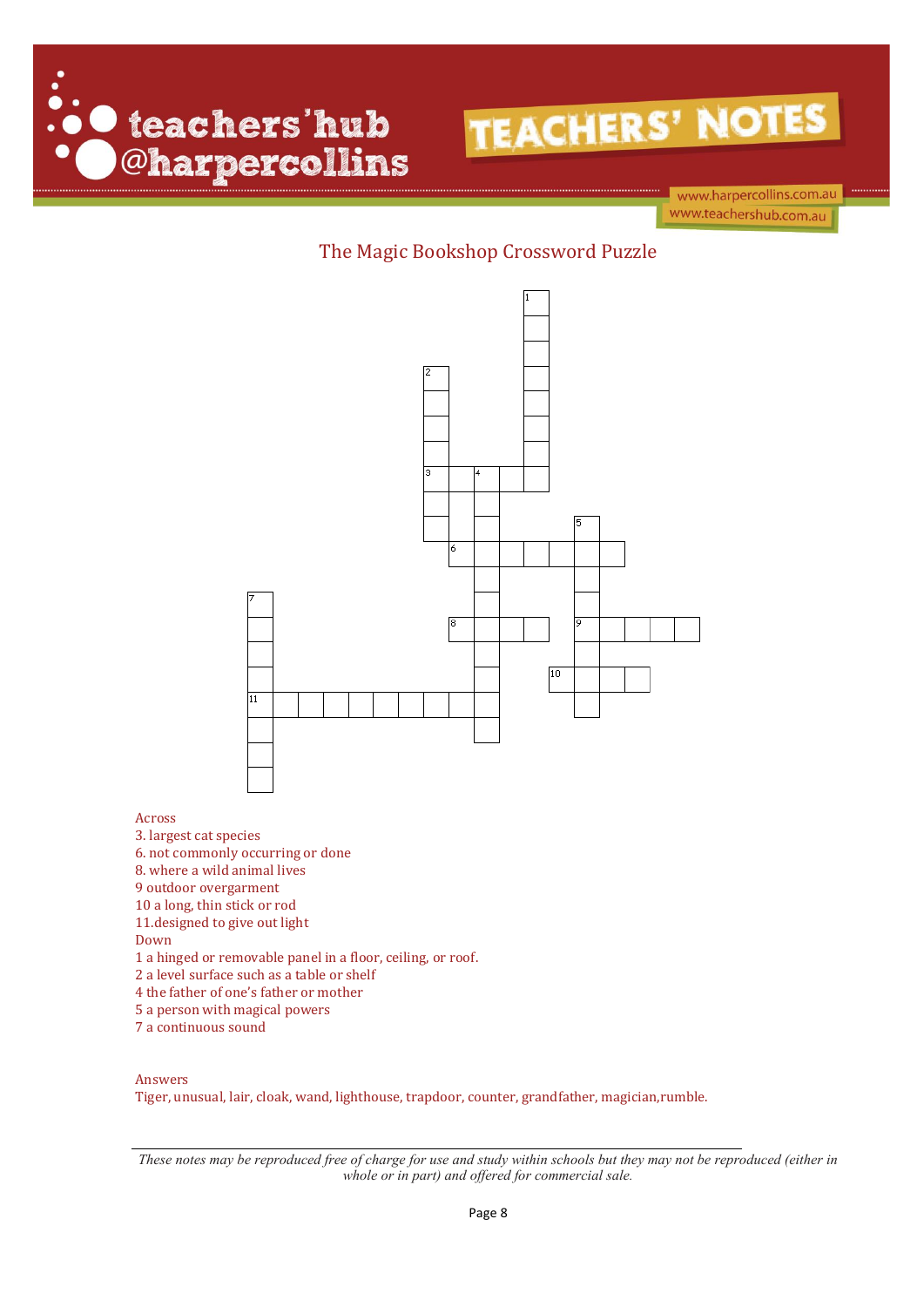# The Magic Bookshop Crossword Puzzle

Across
3. largest cat species
6. not commonly occurring or done
8. where a wild animal lives
9 outdoor overgarment
10 a long, thin stick or rod
11.designed to give out light

Down
1 a hinged or removable panel in a floor, ceiling, or roof.
2 a level surface such as a table or shelf
4 the father of one's father or mother
5 a person with magical powers
7 a continuous sound

Answers
Tiger, unusual, lair, cloak, wand, lighthouse, trapdoor, counter, grandfather, magician,rumble.

*These notes may be reproduced free of charge for use and study within schools but they may not be reproduced (either in whole or in part) and offered for commercial sale.*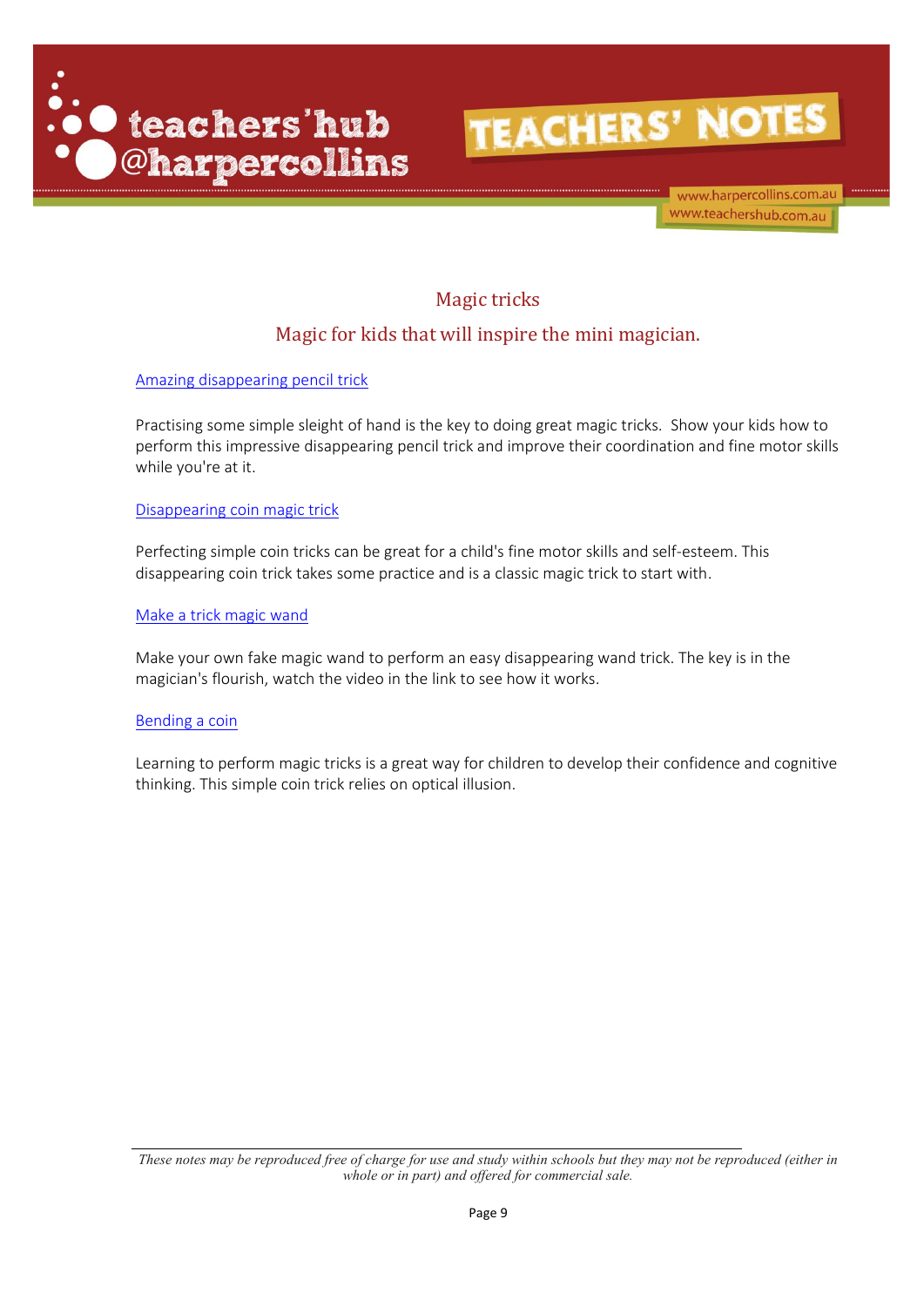## Magic tricks

### Magic for kids that will inspire the mini magician.

[Amazing disappearing pencil trick]

Practising some simple sleight of hand is the key to doing great magic tricks. Show your kids how to perform this impressive disappearing pencil trick and improve their coordination and fine motor skills while you're at it.

[Disappearing coin magic trick]

Perfecting simple coin tricks can be great for a child's fine motor skills and self-esteem. This disappearing coin trick takes some practice and is a classic magic trick to start with.

[Make a trick magic wand]

Make your own fake magic wand to perform an easy disappearing wand trick. The key is in the magician's flourish, watch the video in the link to see how it works.

[Bending a coin]

Learning to perform magic tricks is a great way for children to develop their confidence and cognitive thinking. This simple coin trick relies on optical illusion.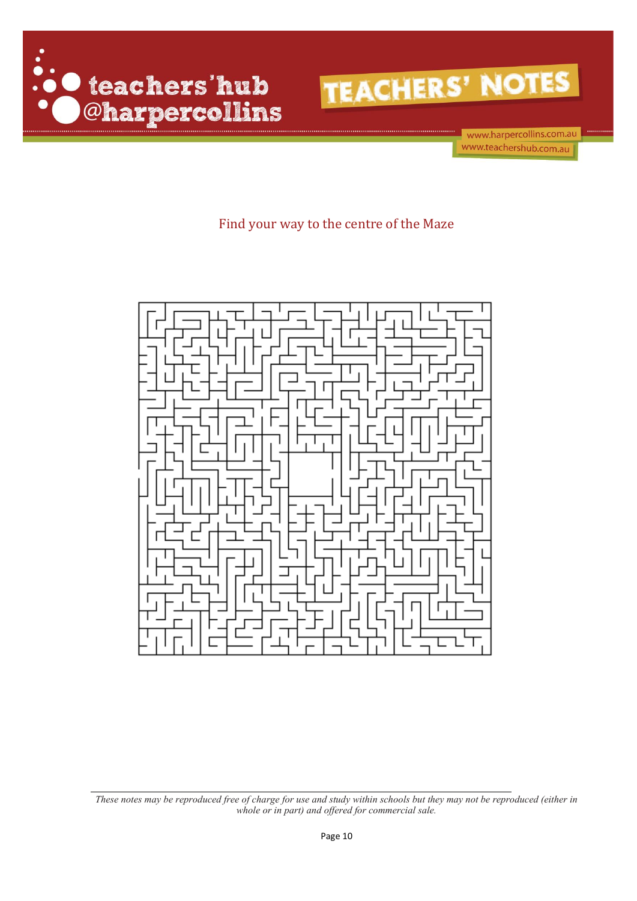Find your way to the centre of the Maze

*These notes may be reproduced free of charge for use and study within schools but they may not be reproduced (either in whole or in part) and offered for commercial sale.*